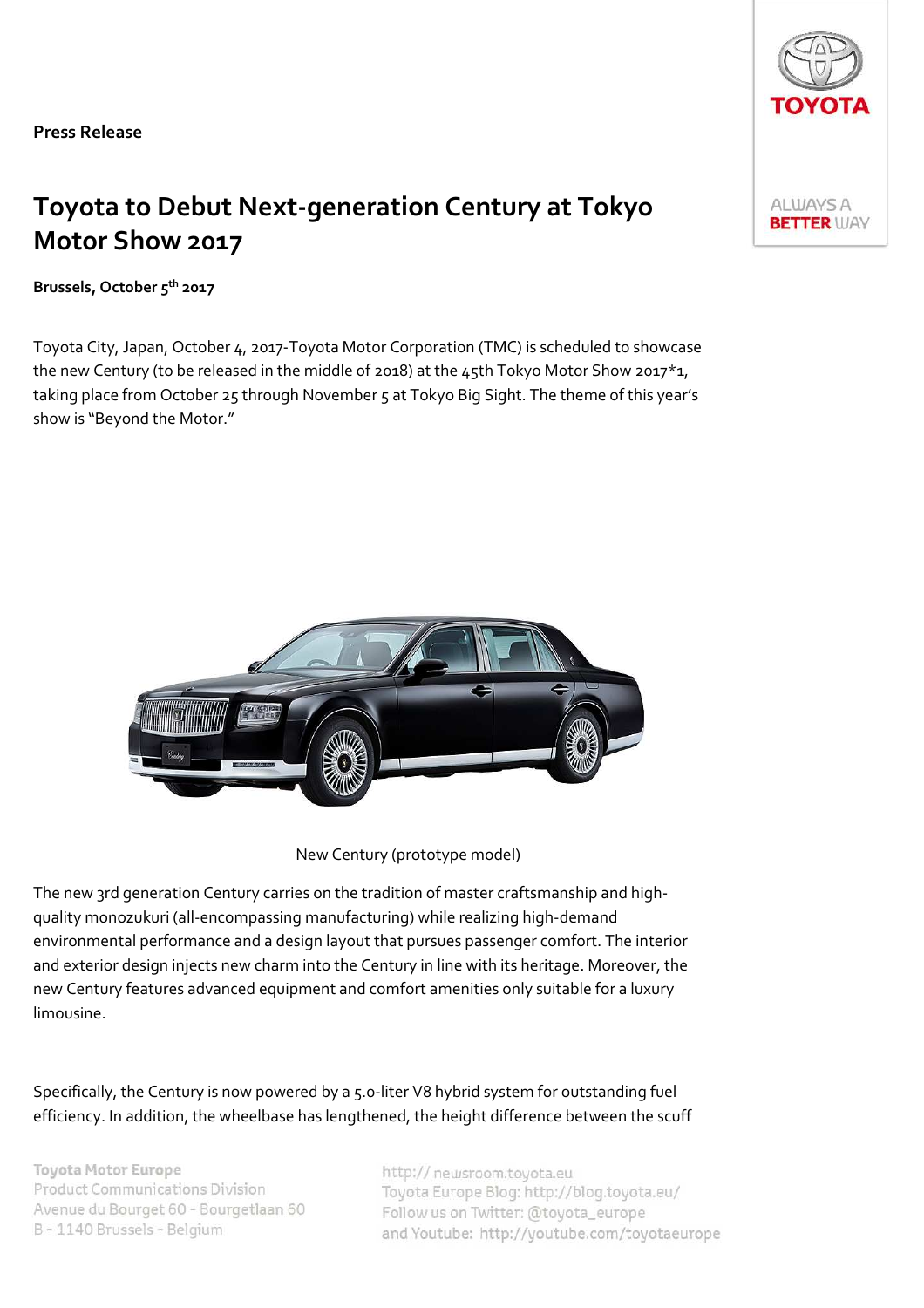**Press Release**

# Toyota to Debut Next-generation Century at Tokyo Motor Show 2017

**Brussels, October 5th 2017**

Toyota City, Japan, October 4, 2017-Toyota Motor Corporation (TMC) is scheduled to showcase the new Century (to be released in the middle of 2018) at the 45th Tokyo Motor Show 2017*1, taking place from October 25 through November 5 at Tokyo Big Sight. The theme of this year's show is "Beyond the Motor."

New Century (prototype model)

The new 3rd generation Century carries on the tradition of master craftsmanship and high-quality monozukuri (all-encompassing manufacturing) while realizing high-demand environmental performance and a design layout that pursues passenger comfort. The interior and exterior design injects new charm into the Century in line with its heritage. Moreover, the new Century features advanced equipment and comfort amenities only suitable for a luxury limousine.

Specifically, the Century is now powered by a 5.0-liter V8 hybrid system for outstanding fuel efficiency. In addition, the wheelbase has lengthened, the height difference between the scuff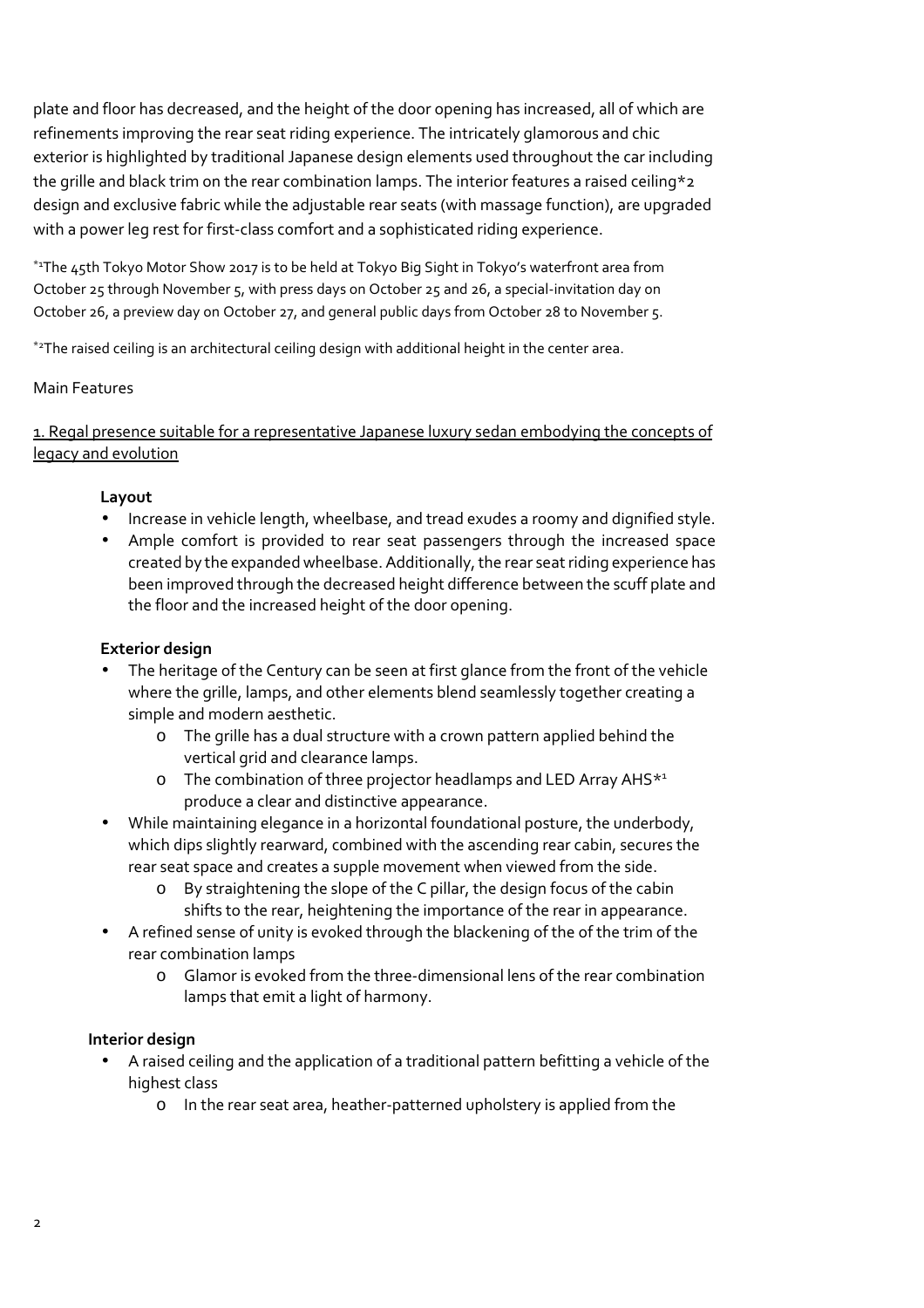plate and floor has decreased, and the height of the door opening has increased, all of which are refinements improving the rear seat riding experience. The intricately glamorous and chic exterior is highlighted by traditional Japanese design elements used throughout the car including the grille and black trim on the rear combination lamps. The interior features a raised ceiling*2 design and exclusive fabric while the adjustable rear seats (with massage function), are upgraded with a power leg rest for first-class comfort and a sophisticated riding experience.

*1The 45th Tokyo Motor Show 2017 is to be held at Tokyo Big Sight in Tokyo's waterfront area from October 25 through November 5, with press days on October 25 and 26, a special-invitation day on October 26, a preview day on October 27, and general public days from October 28 to November 5.

*2The raised ceiling is an architectural ceiling design with additional height in the center area.

Main Features

<u>1. Regal presence suitable for a representative Japanese luxury sedan embodying the concepts of legacy and evolution</u>

**Layout**

- Increase in vehicle length, wheelbase, and tread exudes a roomy and dignified style.
- Ample comfort is provided to rear seat passengers through the increased space created by the expanded wheelbase. Additionally, the rear seat riding experience has been improved through the decreased height difference between the scuff plate and the floor and the increased height of the door opening.

**Exterior design**

- The heritage of the Century can be seen at first glance from the front of the vehicle where the grille, lamps, and other elements blend seamlessly together creating a simple and modern aesthetic.
  - The grille has a dual structure with a crown pattern applied behind the vertical grid and clearance lamps.
  - The combination of three projector headlamps and LED Array AHS*1 produce a clear and distinctive appearance.
- While maintaining elegance in a horizontal foundational posture, the underbody, which dips slightly rearward, combined with the ascending rear cabin, secures the rear seat space and creates a supple movement when viewed from the side.
  - By straightening the slope of the C pillar, the design focus of the cabin shifts to the rear, heightening the importance of the rear in appearance.
- A refined sense of unity is evoked through the blackening of the of the trim of the rear combination lamps
  - Glamor is evoked from the three-dimensional lens of the rear combination lamps that emit a light of harmony.

**Interior design**

- A raised ceiling and the application of a traditional pattern befitting a vehicle of the highest class
  - In the rear seat area, heather-patterned upholstery is applied from the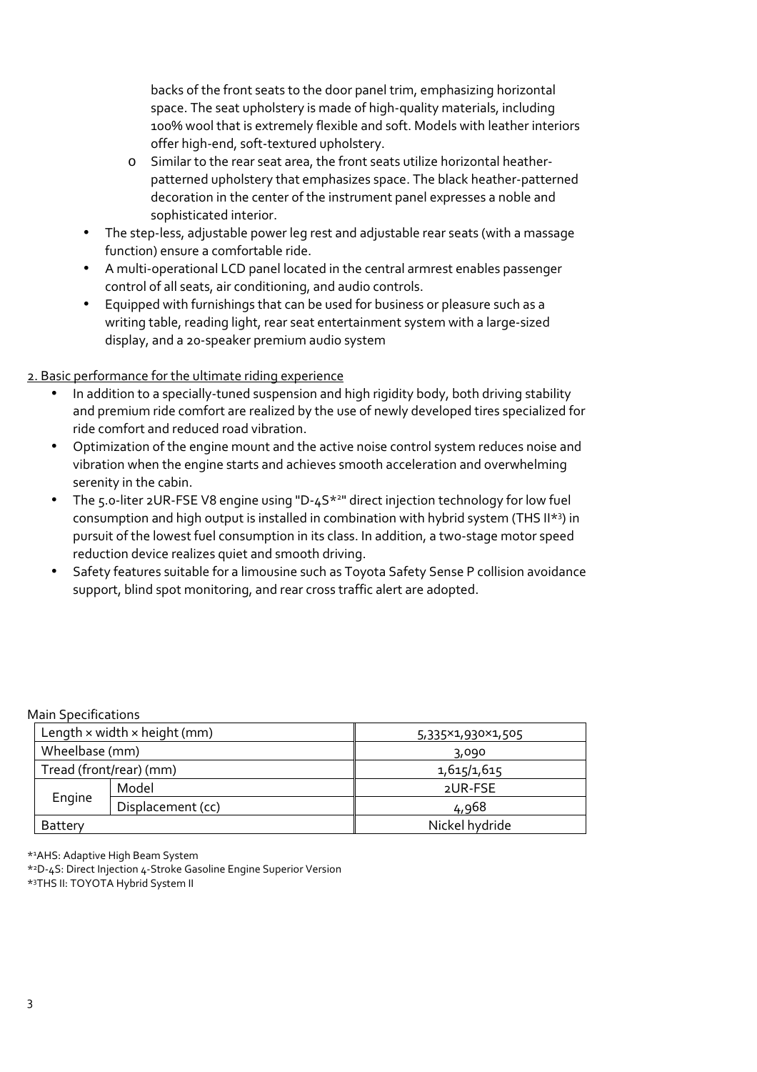backs of the front seats to the door panel trim, emphasizing horizontal space. The seat upholstery is made of high-quality materials, including 100% wool that is extremely flexible and soft. Models with leather interiors offer high-end, soft-textured upholstery.

  - Similar to the rear seat area, the front seats utilize horizontal heather-patterned upholstery that emphasizes space. The black heather-patterned decoration in the center of the instrument panel expresses a noble and sophisticated interior.

- The step-less, adjustable power leg rest and adjustable rear seats (with a massage function) ensure a comfortable ride.
- A multi-operational LCD panel located in the central armrest enables passenger control of all seats, air conditioning, and audio controls.
- Equipped with furnishings that can be used for business or pleasure such as a writing table, reading light, rear seat entertainment system with a large-sized display, and a 20-speaker premium audio system

2. Basic performance for the ultimate riding experience

- In addition to a specially-tuned suspension and high rigidity body, both driving stability and premium ride comfort are realized by the use of newly developed tires specialized for ride comfort and reduced road vibration.
- Optimization of the engine mount and the active noise control system reduces noise and vibration when the engine starts and achieves smooth acceleration and overwhelming serenity in the cabin.
- The 5.0-liter 2UR-FSE V8 engine using "D-4S*[2]" direct injection technology for low fuel consumption and high output is installed in combination with hybrid system (THS II*[3]) in pursuit of the lowest fuel consumption in its class. In addition, a two-stage motor speed reduction device realizes quiet and smooth driving.
- Safety features suitable for a limousine such as Toyota Safety Sense P collision avoidance support, blind spot monitoring, and rear cross traffic alert are adopted.

Main Specifications

| Length × width × height (mm) | | 5,335×1,930×1,505 |
|---|---|---|
| Wheelbase (mm) | | 3,090 |
| Tread (front/rear) (mm) | | 1,615/1,615 |
| Engine | Model | 2UR-FSE |
| | Displacement (cc) | 4,968 |
| Battery | | Nickel hydride |

*[1]AHS: Adaptive High Beam System
*[2]D-4S: Direct Injection 4-Stroke Gasoline Engine Superior Version
*[3]THS II: TOYOTA Hybrid System II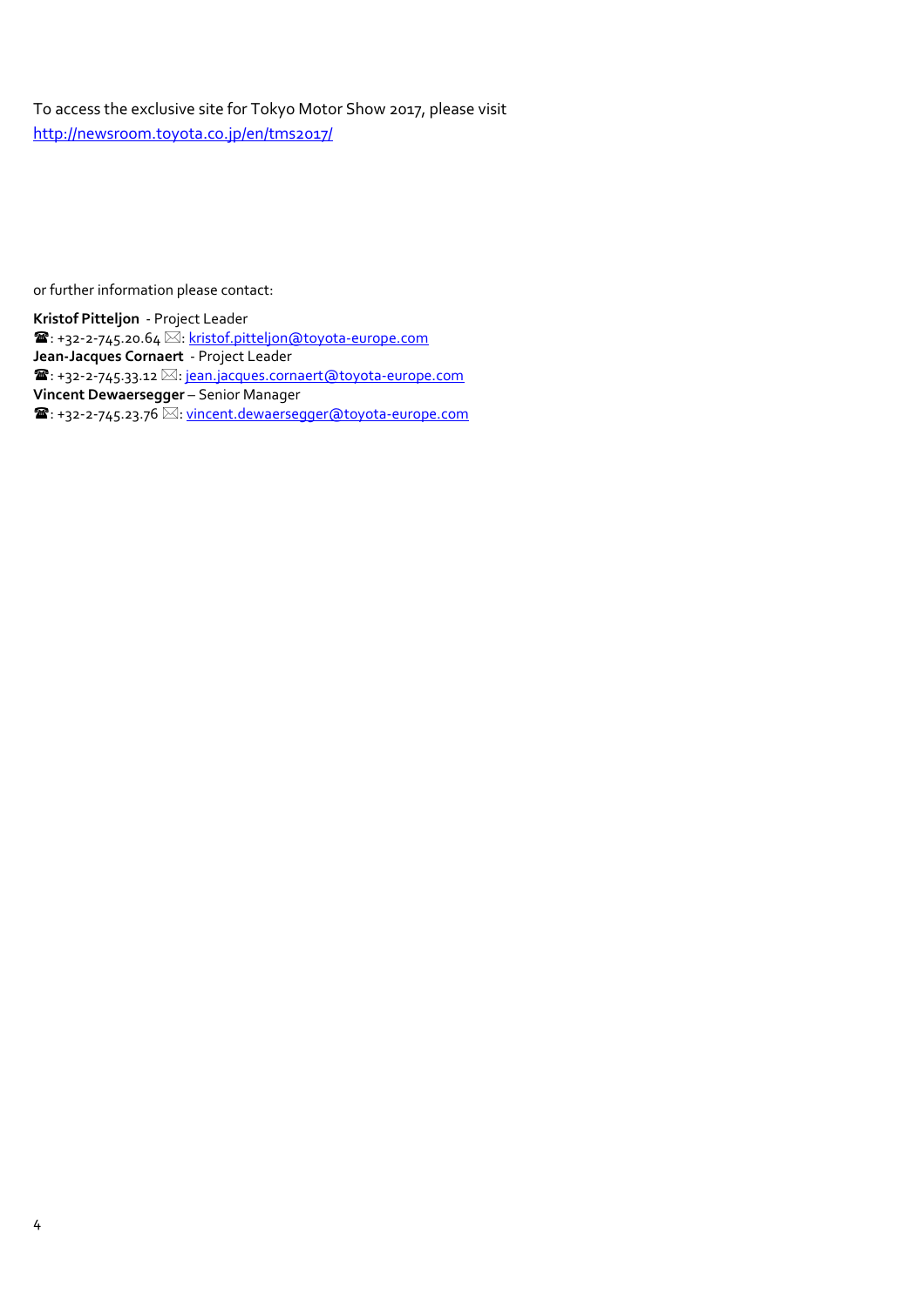To access the exclusive site for Tokyo Motor Show 2017, please visit
http://newsroom.toyota.co.jp/en/tms2017/

or further information please contact:

**Kristof Pitteljon** - Project Leader
☎: +32-2-745.20.64 ✉: kristof.pitteljon@toyota-europe.com
**Jean-Jacques Cornaert** - Project Leader
☎: +32-2-745.33.12 ✉: jean.jacques.cornaert@toyota-europe.com
**Vincent Dewaersegger** – Senior Manager
☎: +32-2-745.23.76 ✉: vincent.dewaersegger@toyota-europe.com